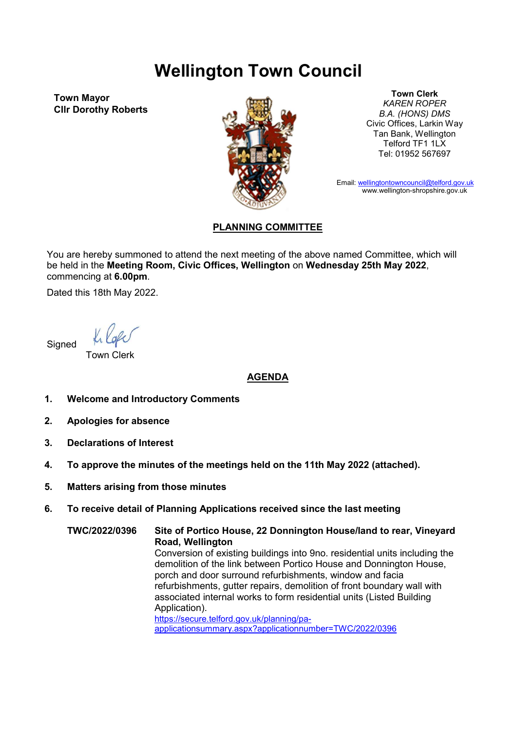#  Wellington Town Council

**Town Mayor**
**Cllr Dorothy Roberts**

**Town Clerk**
*KAREN ROPER*
*B.A. (HONS) DMS*
Civic Offices, Larkin Way
Tan Bank, Wellington
Telford TF1 1LX
Tel: 01952 567697

Email: wellingtontowncouncil@telford.gov.uk
www.wellington-shropshire.gov.uk

## PLANNING COMMITTEE

You are hereby summoned to attend the next meeting of the above named Committee, which will be held in the **Meeting Room, Civic Offices, Wellington** on **Wednesday 25th May 2022**, commencing at **6.00pm**.

Dated this 18th May 2022.

Signed

Town Clerk

## AGENDA

1. **Welcome and Introductory Comments**

2. **Apologies for absence**

3. **Declarations of Interest**

4. **To approve the minutes of the meetings held on the 11th May 2022 (attached).**

5. **Matters arising from those minutes**

6. **To receive detail of Planning Applications received since the last meeting**

**TWC/2022/0396** **Site of Portico House, 22 Donnington House/land to rear, Vineyard Road, Wellington**
Conversion of existing buildings into 9no. residential units including the demolition of the link between Portico House and Donnington House, porch and door surround refurbishments, window and facia refurbishments, gutter repairs, demolition of front boundary wall with associated internal works to form residential units (Listed Building Application).
https://secure.telford.gov.uk/planning/pa-applicationsummary.aspx?applicationnumber=TWC/2022/0396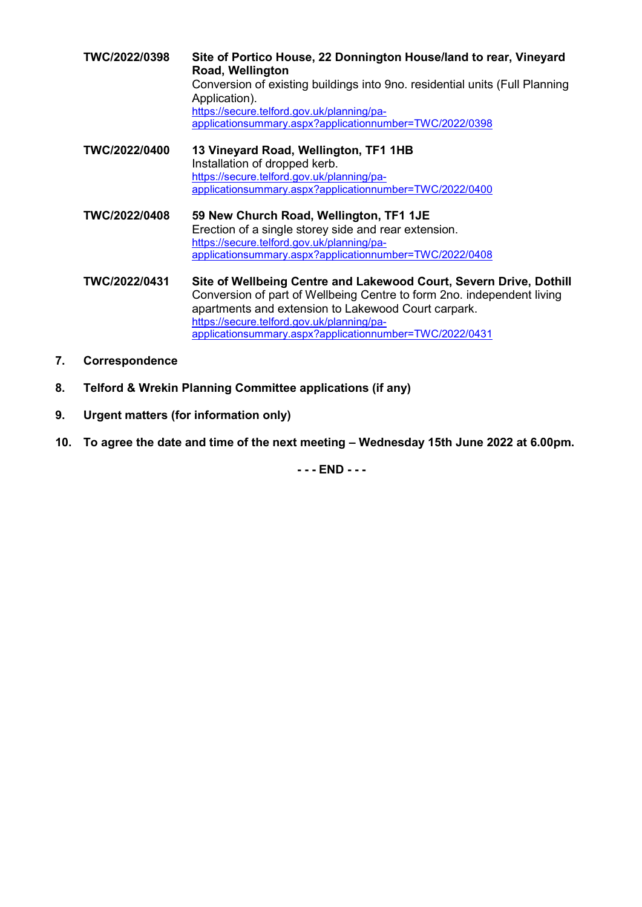**TWC/2022/0398** **Site of Portico House, 22 Donnington House/land to rear, Vineyard Road, Wellington**
Conversion of existing buildings into 9no. residential units (Full Planning Application).
https://secure.telford.gov.uk/planning/pa-applicationsummary.aspx?applicationnumber=TWC/2022/0398

**TWC/2022/0400** **13 Vineyard Road, Wellington, TF1 1HB**
Installation of dropped kerb.
https://secure.telford.gov.uk/planning/pa-applicationsummary.aspx?applicationnumber=TWC/2022/0400

**TWC/2022/0408** **59 New Church Road, Wellington, TF1 1JE**
Erection of a single storey side and rear extension.
https://secure.telford.gov.uk/planning/pa-applicationsummary.aspx?applicationnumber=TWC/2022/0408

**TWC/2022/0431** **Site of Wellbeing Centre and Lakewood Court, Severn Drive, Dothill**
Conversion of part of Wellbeing Centre to form 2no. independent living apartments and extension to Lakewood Court carpark.
https://secure.telford.gov.uk/planning/pa-applicationsummary.aspx?applicationnumber=TWC/2022/0431

7. **Correspondence**

8. **Telford & Wrekin Planning Committee applications (if any)**

9. **Urgent matters (for information only)**

10. **To agree the date and time of the next meeting – Wednesday 15th June 2022 at 6.00pm.**

**- - - END - - -**